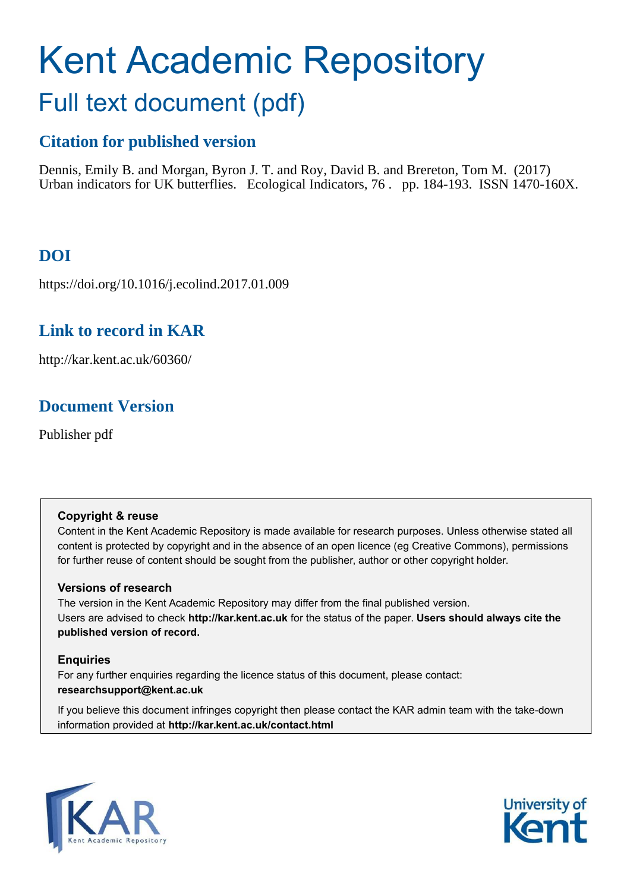# Kent Academic Repository

## Full text document (pdf)

### Citation for published version

Dennis, Emily B. and Morgan, Byron J. T. and Roy, David B. and Brereton, Tom M. (2017) Urban indicators for UK butterflies. Ecological Indicators, 76 . pp. 184-193. ISSN 1470-160X.

### DOI

https://doi.org/10.1016/j.ecolind.2017.01.009

### Link to record in KAR

http://kar.kent.ac.uk/60360/

### Document Version

Publisher pdf

**Copyright & reuse**

Content in the Kent Academic Repository is made available for research purposes. Unless otherwise stated all content is protected by copyright and in the absence of an open licence (eg Creative Commons), permissions for further reuse of content should be sought from the publisher, author or other copyright holder.

**Versions of research**

The version in the Kent Academic Repository may differ from the final published version.
Users are advised to check **http://kar.kent.ac.uk** for the status of the paper. **Users should always cite the published version of record.**

**Enquiries**

For any further enquiries regarding the licence status of this document, please contact:
**researchsupport@kent.ac.uk**

If you believe this document infringes copyright then please contact the KAR admin team with the take-down information provided at **http://kar.kent.ac.uk/contact.html**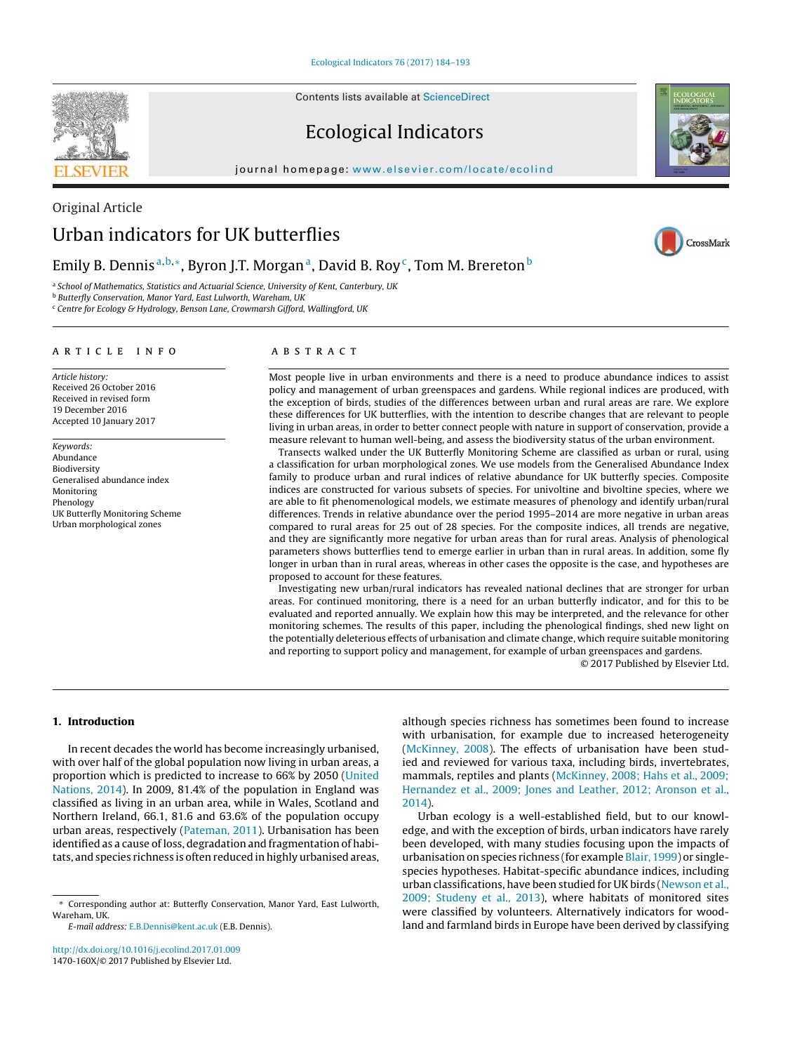Original Article

# Urban indicators for UK butterflies

Emily B. Dennis[a,b,*], Byron J.T. Morgan[a], David B. Roy[c], Tom M. Brereton[b]

[a] School of Mathematics, Statistics and Actuarial Science, University of Kent, Canterbury, UK
[b] Butterfly Conservation, Manor Yard, East Lulworth, Wareham, UK
[c] Centre for Ecology & Hydrology, Benson Lane, Crowmarsh Gifford, Wallingford, UK

## ARTICLE INFO

*Article history:*
Received 26 October 2016
Received in revised form 19 December 2016
Accepted 10 January 2017

*Keywords:*
Abundance
Biodiversity
Generalised abundance index
Monitoring
Phenology
UK Butterfly Monitoring Scheme
Urban morphological zones

## ABSTRACT

Most people live in urban environments and there is a need to produce abundance indices to assist policy and management of urban greenspaces and gardens. While regional indices are produced, with the exception of birds, studies of the differences between urban and rural areas are rare. We explore these differences for UK butterflies, with the intention to describe changes that are relevant to people living in urban areas, in order to better connect people with nature in support of conservation, provide a measure relevant to human well-being, and assess the biodiversity status of the urban environment.

Transects walked under the UK Butterfly Monitoring Scheme are classified as urban or rural, using a classification for urban morphological zones. We use models from the Generalised Abundance Index family to produce urban and rural indices of relative abundance for UK butterfly species. Composite indices are constructed for various subsets of species. For univoltine and bivoltine species, where we are able to fit phenomenological models, we estimate measures of phenology and identify urban/rural differences. Trends in relative abundance over the period 1995–2014 are more negative in urban areas compared to rural areas for 25 out of 28 species. For the composite indices, all trends are negative, and they are significantly more negative for urban areas than for rural areas. Analysis of phenological parameters shows butterflies tend to emerge earlier in urban than in rural areas. In addition, some fly longer in urban than in rural areas, whereas in other cases the opposite is the case, and hypotheses are proposed to account for these features.

Investigating new urban/rural indicators has revealed national declines that are stronger for urban areas. For continued monitoring, there is a need for an urban butterfly indicator, and for this to be evaluated and reported annually. We explain how this may be interpreted, and the relevance for other monitoring schemes. The results of this paper, including the phenological findings, shed new light on the potentially deleterious effects of urbanisation and climate change, which require suitable monitoring and reporting to support policy and management, for example of urban greenspaces and gardens.

© 2017 Published by Elsevier Ltd.

## 1. Introduction

In recent decades the world has become increasingly urbanised, with over half of the global population now living in urban areas, a proportion which is predicted to increase to 66% by 2050 (United Nations, 2014). In 2009, 81.4% of the population in England was classified as living in an urban area, while in Wales, Scotland and Northern Ireland, 66.1, 81.6 and 63.6% of the population occupy urban areas, respectively (Pateman, 2011). Urbanisation has been identified as a cause of loss, degradation and fragmentation of habitats, and species richness is often reduced in highly urbanised areas, although species richness has sometimes been found to increase with urbanisation, for example due to increased heterogeneity (McKinney, 2008). The effects of urbanisation have been studied and reviewed for various taxa, including birds, invertebrates, mammals, reptiles and plants (McKinney, 2008; Hahs et al., 2009; Hernandez et al., 2009; Jones and Leather, 2012; Aronson et al., 2014).

Urban ecology is a well-established field, but to our knowledge, and with the exception of birds, urban indicators have rarely been developed, with many studies focusing upon the impacts of urbanisation on species richness (for example Blair, 1999) or single-species hypotheses. Habitat-specific abundance indices, including urban classifications, have been studied for UK birds (Newson et al., 2009; Studeny et al., 2013), where habitats of monitored sites were classified by volunteers. Alternatively indicators for woodland and farmland birds in Europe have been derived by classifying

\* Corresponding author at: Butterfly Conservation, Manor Yard, East Lulworth, Wareham, UK.
*E-mail address:* E.B.Dennis@kent.ac.uk (E.B. Dennis).

http://dx.doi.org/10.1016/j.ecolind.2017.01.009
1470-160X/© 2017 Published by Elsevier Ltd.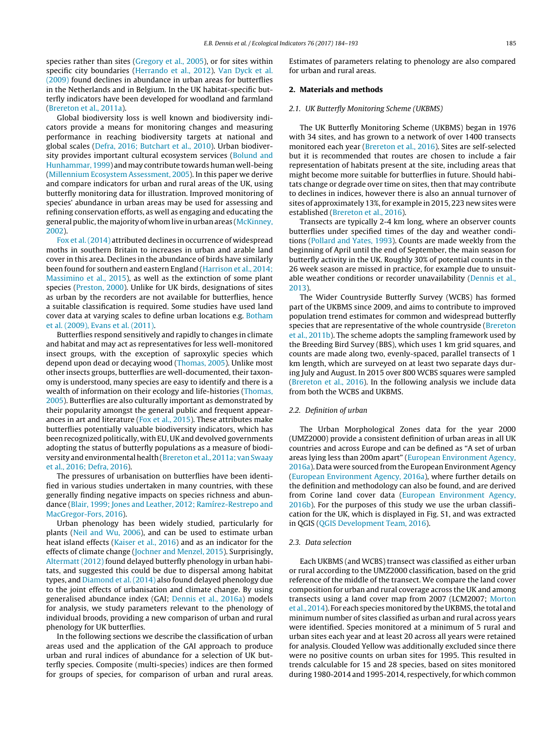species rather than sites (Gregory et al., 2005), or for sites within specific city boundaries (Herrando et al., 2012). Van Dyck et al. (2009) found declines in abundance in urban areas for butterflies in the Netherlands and in Belgium. In the UK habitat-specific butterfly indicators have been developed for woodland and farmland (Brereton et al., 2011a).

Global biodiversity loss is well known and biodiversity indicators provide a means for monitoring changes and measuring performance in reaching biodiversity targets at national and global scales (Defra, 2016; Butchart et al., 2010). Urban biodiversity provides important cultural ecosystem services (Bolund and Hunhammar, 1999) and may contribute towards human well-being (Millennium Ecosystem Assessment, 2005). In this paper we derive and compare indicators for urban and rural areas of the UK, using butterfly monitoring data for illustration. Improved monitoring of species' abundance in urban areas may be used for assessing and refining conservation efforts, as well as engaging and educating the general public, the majority of whom live in urban areas (McKinney, 2002).

Fox et al. (2014) attributed declines in occurrence of widespread moths in southern Britain to increases in urban and arable land cover in this area. Declines in the abundance of birds have similarly been found for southern and eastern England (Harrison et al., 2014; Massimino et al., 2015), as well as the extinction of some plant species (Preston, 2000). Unlike for UK birds, designations of sites as urban by the recorders are not available for butterflies, hence a suitable classification is required. Some studies have used land cover data at varying scales to define urban locations e.g. Botham et al. (2009), Evans et al. (2011).

Butterflies respond sensitively and rapidly to changes in climate and habitat and may act as representatives for less well-monitored insect groups, with the exception of saproxylic species which depend upon dead or decaying wood (Thomas, 2005). Unlike most other insects groups, butterflies are well-documented, their taxonomy is understood, many species are easy to identify and there is a wealth of information on their ecology and life-histories (Thomas, 2005). Butterflies are also culturally important as demonstrated by their popularity amongst the general public and frequent appearances in art and literature (Fox et al., 2015). These attributes make butterflies potentially valuable biodiversity indicators, which has been recognized politically, with EU, UK and devolved governments adopting the status of butterfly populations as a measure of biodiversity and environmental health (Brereton et al., 2011a; van Swaay et al., 2016; Defra, 2016).

The pressures of urbanisation on butterflies have been identified in various studies undertaken in many countries, with these generally finding negative impacts on species richness and abundance (Blair, 1999; Jones and Leather, 2012; Ramírez-Restrepo and MacGregor-Fors, 2016).

Urban phenology has been widely studied, particularly for plants (Neil and Wu, 2006), and can be used to estimate urban heat island effects (Kaiser et al., 2016) and as an indicator for the effects of climate change (Jochner and Menzel, 2015). Surprisingly, Altermatt (2012) found delayed butterfly phenology in urban habitats, and suggested this could be due to dispersal among habitat types, and Diamond et al. (2014) also found delayed phenology due to the joint effects of urbanisation and climate change. By using generalised abundance index (GAI; Dennis et al., 2016a) models for analysis, we study parameters relevant to the phenology of individual broods, providing a new comparison of urban and rural phenology for UK butterflies.

In the following sections we describe the classification of urban areas used and the application of the GAI approach to produce urban and rural indices of abundance for a selection of UK butterfly species. Composite (multi-species) indices are then formed for groups of species, for comparison of urban and rural areas. Estimates of parameters relating to phenology are also compared for urban and rural areas.

## 2. Materials and methods

### 2.1. UK Butterfly Monitoring Scheme (UKBMS)

The UK Butterfly Monitoring Scheme (UKBMS) began in 1976 with 34 sites, and has grown to a network of over 1400 transects monitored each year (Brereton et al., 2016). Sites are self-selected but it is recommended that routes are chosen to include a fair representation of habitats present at the site, including areas that might become more suitable for butterflies in future. Should habitats change or degrade over time on sites, then that may contribute to declines in indices, however there is also an annual turnover of sites of approximately 13%, for example in 2015, 223 new sites were established (Brereton et al., 2016).

Transects are typically 2-4 km long, where an observer counts butterflies under specified times of the day and weather conditions (Pollard and Yates, 1993). Counts are made weekly from the beginning of April until the end of September, the main season for butterfly activity in the UK. Roughly 30% of potential counts in the 26 week season are missed in practice, for example due to unsuitable weather conditions or recorder unavailability (Dennis et al., 2013).

The Wider Countryside Butterfly Survey (WCBS) has formed part of the UKBMS since 2009, and aims to contribute to improved population trend estimates for common and widespread butterfly species that are representative of the whole countryside (Brereton et al., 2011b). The scheme adopts the sampling framework used by the Breeding Bird Survey (BBS), which uses 1 km grid squares, and counts are made along two, evenly-spaced, parallel transects of 1 km length, which are surveyed on at least two separate days during July and August. In 2015 over 800 WCBS squares were sampled (Brereton et al., 2016). In the following analysis we include data from both the WCBS and UKBMS.

### 2.2. Definition of urban

The Urban Morphological Zones data for the year 2000 (UMZ2000) provide a consistent definition of urban areas in all UK countries and across Europe and can be defined as "A set of urban areas lying less than 200m apart" (European Environment Agency, 2016a). Data were sourced from the European Environment Agency (European Environment Agency, 2016a), where further details on the definition and methodology can also be found, and are derived from Corine land cover data (European Environment Agency, 2016b). For the purposes of this study we use the urban classification for the UK, which is displayed in Fig. S1, and was extracted in QGIS (QGIS Development Team, 2016).

### 2.3. Data selection

Each UKBMS (and WCBS) transect was classified as either urban or rural according to the UMZ2000 classification, based on the grid reference of the middle of the transect. We compare the land cover composition for urban and rural coverage across the UK and among transects using a land cover map from 2007 (LCM2007; Morton et al., 2014). For each species monitored by the UKBMS, the total and minimum number of sites classified as urban and rural across years were identified. Species monitored at a minimum of 5 rural and urban sites each year and at least 20 across all years were retained for analysis. Clouded Yellow was additionally excluded since there were no positive counts on urban sites for 1995. This resulted in trends calculable for 15 and 28 species, based on sites monitored during 1980-2014 and 1995-2014, respectively, for which common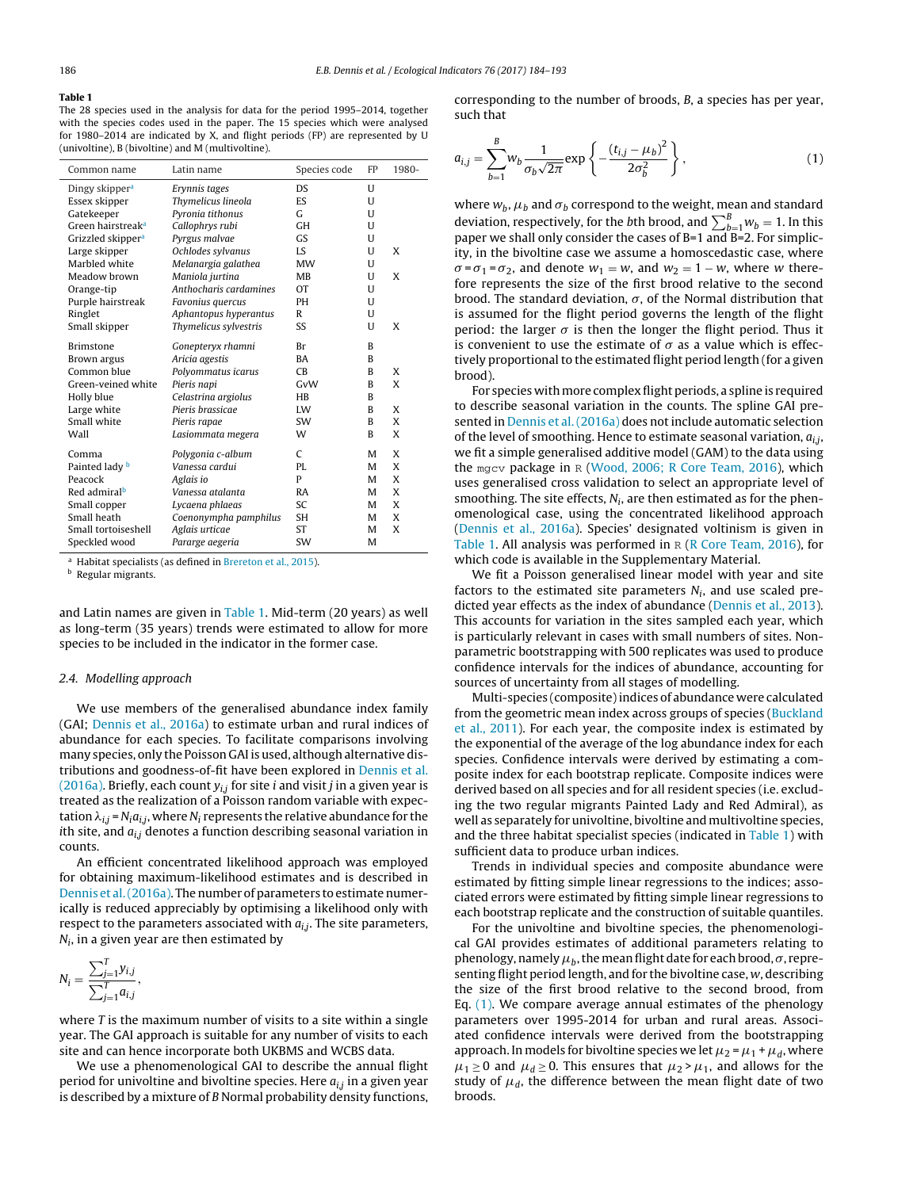**Table 1**

The 28 species used in the analysis for data for the period 1995–2014, together with the species codes used in the paper. The 15 species which were analysed for 1980–2014 are indicated by X, and flight periods (FP) are represented by U (univoltine), B (bivoltine) and M (multivoltine).

| Common name | Latin name | Species code | FP | 1980- |
|---|---|---|---|---|
| Dingy skipper[a] | *Erynnis tages* | DS | U | |
| Essex skipper | *Thymelicus lineola* | ES | U | |
| Gatekeeper | *Pyronia tithonus* | G | U | |
| Green hairstreak[a] | *Callophrys rubi* | GH | U | |
| Grizzled skipper[a] | *Pyrgus malvae* | GS | U | |
| Large skipper | *Ochlodes sylvanus* | LS | U | X |
| Marbled white | *Melanargia galathea* | MW | U | |
| Meadow brown | *Maniola jurtina* | MB | U | X |
| Orange-tip | *Anthocharis cardamines* | OT | U | |
| Purple hairstreak | *Favonius quercus* | PH | U | |
| Ringlet | *Aphantopus hyperantus* | R | U | |
| Small skipper | *Thymelicus sylvestris* | SS | U | X |
| Brimstone | *Gonepteryx rhamni* | Br | B | |
| Brown argus | *Aricia agestis* | BA | B | |
| Common blue | *Polyommatus icarus* | CB | B | X |
| Green-veined white | *Pieris napi* | GvW | B | X |
| Holly blue | *Celastrina argiolus* | HB | B | |
| Large white | *Pieris brassicae* | LW | B | X |
| Small white | *Pieris rapae* | SW | B | X |
| Wall | *Lasiommata megera* | W | B | X |
| Comma | *Polygonia c-album* | C | M | X |
| Painted lady[b] | *Vanessa cardui* | PL | M | X |
| Peacock | *Aglais io* | P | M | X |
| Red admiral[b] | *Vanessa atalanta* | RA | M | X |
| Small copper | *Lycaena phlaeas* | SC | M | X |
| Small heath | *Coenonympha pamphilus* | SH | M | X |
| Small tortoiseshell | *Aglais urticae* | ST | M | X |
| Speckled wood | *Pararge aegeria* | SW | M | |

[a] Habitat specialists (as defined in Brereton et al., 2015).
[b] Regular migrants.

and Latin names are given in Table 1. Mid-term (20 years) as well as long-term (35 years) trends were estimated to allow for more species to be included in the indicator in the former case.

### 2.4. Modelling approach

We use members of the generalised abundance index family (GAI; Dennis et al., 2016a) to estimate urban and rural indices of abundance for each species. To facilitate comparisons involving many species, only the Poisson GAI is used, although alternative distributions and goodness-of-fit have been explored in Dennis et al. (2016a). Briefly, each count $y_{i,j}$ for site $i$ and visit $j$ in a given year is treated as the realization of a Poisson random variable with expectation $\lambda_{i,j} = N_i a_{i,j}$, where $N_i$ represents the relative abundance for the $i$th site, and $a_{i,j}$ denotes a function describing seasonal variation in counts.

An efficient concentrated likelihood approach was employed for obtaining maximum-likelihood estimates and is described in Dennis et al. (2016a). The number of parameters to estimate numerically is reduced appreciably by optimising a likelihood only with respect to the parameters associated with $a_{i,j}$. The site parameters, $N_i$, in a given year are then estimated by

$$N_i = \frac{\sum_{j=1}^{T} y_{i,j}}{\sum_{j=1}^{T} a_{i,j}},$$

where $T$ is the maximum number of visits to a site within a single year. The GAI approach is suitable for any number of visits to each site and can hence incorporate both UKBMS and WCBS data.

We use a phenomenological GAI to describe the annual flight period for univoltine and bivoltine species. Here $a_{i,j}$ in a given year is described by a mixture of $B$ Normal probability density functions, corresponding to the number of broods, $B$, a species has per year, such that

$$a_{i,j} = \sum_{b=1}^{B} w_b \frac{1}{\sigma_b\sqrt{2\pi}} \exp\left\{-\frac{(t_{i,j}-\mu_b)^2}{2\sigma_b^2}\right\}, \tag{1}$$

where $w_b$, $\mu_b$ and $\sigma_b$ correspond to the weight, mean and standard deviation, respectively, for the $b$th brood, and $\sum_{b=1}^{B} w_b = 1$. In this paper we shall only consider the cases of B=1 and B=2. For simplicity, in the bivoltine case we assume a homoscedastic case, where $\sigma = \sigma_1 = \sigma_2$, and denote $w_1 = w$, and $w_2 = 1 - w$, where $w$ therefore represents the size of the first brood relative to the second brood. The standard deviation, $\sigma$, of the Normal distribution that is assumed for the flight period governs the length of the flight period. The larger $\sigma$ is then the longer the flight period. Thus it is convenient to use the estimate of $\sigma$ as a value which is effectively proportional to the estimated flight period length (for a given brood).

For species with more complex flight periods, a spline is required to describe seasonal variation in the counts. The spline GAI presented in Dennis et al. (2016a) does not include automatic selection of the level of smoothing. Hence to estimate seasonal variation, $a_{i,j}$, we fit a simple generalised additive model (GAM) to the data using the mgcv package in R (Wood, 2006; R Core Team, 2016), which uses generalised cross validation to select an appropriate level of smoothing. The site effects, $N_i$, are then estimated as for the phenomenological case, using the concentrated likelihood approach (Dennis et al., 2016a). Species' designated voltinism is given in Table 1. All analysis was performed in R (R Core Team, 2016), for which code is available in the Supplementary Material.

We fit a Poisson generalised linear model with year and site factors to the estimated site parameters $N_i$, and use scaled predicted year effects as the index of abundance (Dennis et al., 2013). This accounts for variation in the sites sampled each year, which is particularly relevant in cases with small numbers of sites. Non-parametric bootstrapping with 500 replicates was used to produce confidence intervals for the indices of abundance, accounting for sources of uncertainty from all stages of modelling.

Multi-species (composite) indices of abundance were calculated from the geometric mean index across groups of species (Buckland et al., 2011). For each year, the composite index is estimated by the exponential of the average of the log abundance index for each species. Confidence intervals were derived by estimating a composite index for each bootstrap replicate. Composite indices were derived based on all species and for all resident species (i.e. excluding the two regular migrants Painted Lady and Red Admiral), as well as separately for univoltine, bivoltine and multivoltine species, and the three habitat specialist species (indicated in Table 1) with sufficient data to produce urban indices.

Trends in individual species and composite abundance were estimated by fitting simple linear regressions to the indices; associated errors were estimated by fitting simple linear regressions to each bootstrap replicate and the construction of suitable quantiles.

For the univoltine and bivoltine species, the phenomenological GAI provides estimates of additional parameters relating to phenology, namely $\mu_b$, the mean flight date for each brood, $\sigma$, representing flight period length, and for the bivoltine case, $w$, describing the size of the first brood relative to the second brood, from Eq. (1). We compare average annual estimates of the phenology parameters over 1995-2014 for urban and rural areas. Associated confidence intervals were derived from the bootstrapping approach. In models for bivoltine species we let $\mu_2 = \mu_1 + \mu_d$, where $\mu_1 \geq 0$ and $\mu_d \geq 0$. This ensures that $\mu_2 > \mu_1$, and allows for the study of $\mu_d$, the difference between the mean flight date of two broods.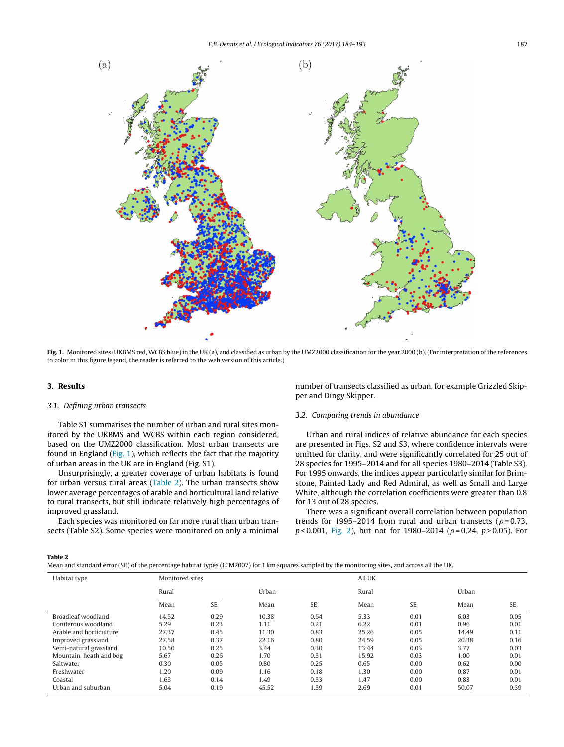**Fig. 1.** Monitored sites (UKBMS red, WCBS blue) in the UK (a), and classified as urban by the UMZ2000 classification for the year 2000 (b). (For interpretation of the references to color in this figure legend, the reader is referred to the web version of this article.)

## 3. Results

### 3.1. Defining urban transects

Table S1 summarises the number of urban and rural sites monitored by the UKBMS and WCBS within each region considered, based on the UMZ2000 classification. Most urban transects are found in England (Fig. 1), which reflects the fact that the majority of urban areas in the UK are in England (Fig. S1).

Unsurprisingly, a greater coverage of urban habitats is found for urban versus rural areas (Table 2). The urban transects show lower average percentages of arable and horticultural land relative to rural transects, but still indicate relatively high percentages of improved grassland.

Each species was monitored on far more rural than urban transects (Table S2). Some species were monitored on only a minimal number of transects classified as urban, for example Grizzled Skipper and Dingy Skipper.

### 3.2. Comparing trends in abundance

Urban and rural indices of relative abundance for each species are presented in Figs. S2 and S3, where confidence intervals were omitted for clarity, and were significantly correlated for 25 out of 28 species for 1995–2014 and for all species 1980–2014 (Table S3). For 1995 onwards, the indices appear particularly similar for Brimstone, Painted Lady and Red Admiral, as well as Small and Large White, although the correlation coefficients were greater than 0.8 for 13 out of 28 species.

There was a significant overall correlation between population trends for 1995–2014 from rural and urban transects ($\rho = 0.73$, $p < 0.001$, Fig. 2), but not for 1980–2014 ($\rho = 0.24$, $p > 0.05$). For

**Table 2**
Mean and standard error (SE) of the percentage habitat types (LCM2007) for 1 km squares sampled by the monitoring sites, and across all the UK.

| Habitat type | Monitored sites | | | | All UK | | | |
|---|---|---|---|---|---|---|---|---|
| | Rural | | Urban | | Rural | | Urban | |
| | Mean | SE | Mean | SE | Mean | SE | Mean | SE |
| Broadleaf woodland | 14.52 | 0.29 | 10.38 | 0.64 | 5.33 | 0.01 | 6.03 | 0.05 |
| Coniferous woodland | 5.29 | 0.23 | 1.11 | 0.21 | 6.22 | 0.01 | 0.96 | 0.01 |
| Arable and horticulture | 27.37 | 0.45 | 11.30 | 0.83 | 25.26 | 0.05 | 14.49 | 0.11 |
| Improved grassland | 27.58 | 0.37 | 22.16 | 0.80 | 24.59 | 0.05 | 20.38 | 0.16 |
| Semi-natural grassland | 10.50 | 0.25 | 3.44 | 0.30 | 13.44 | 0.03 | 3.77 | 0.03 |
| Mountain, heath and bog | 5.67 | 0.26 | 1.70 | 0.31 | 15.92 | 0.03 | 1.00 | 0.01 |
| Saltwater | 0.30 | 0.05 | 0.80 | 0.25 | 0.65 | 0.00 | 0.62 | 0.00 |
| Freshwater | 1.20 | 0.09 | 1.16 | 0.18 | 1.30 | 0.00 | 0.87 | 0.01 |
| Coastal | 1.63 | 0.14 | 1.49 | 0.33 | 1.47 | 0.00 | 0.83 | 0.01 |
| Urban and suburban | 5.04 | 0.19 | 45.52 | 1.39 | 2.69 | 0.01 | 50.07 | 0.39 |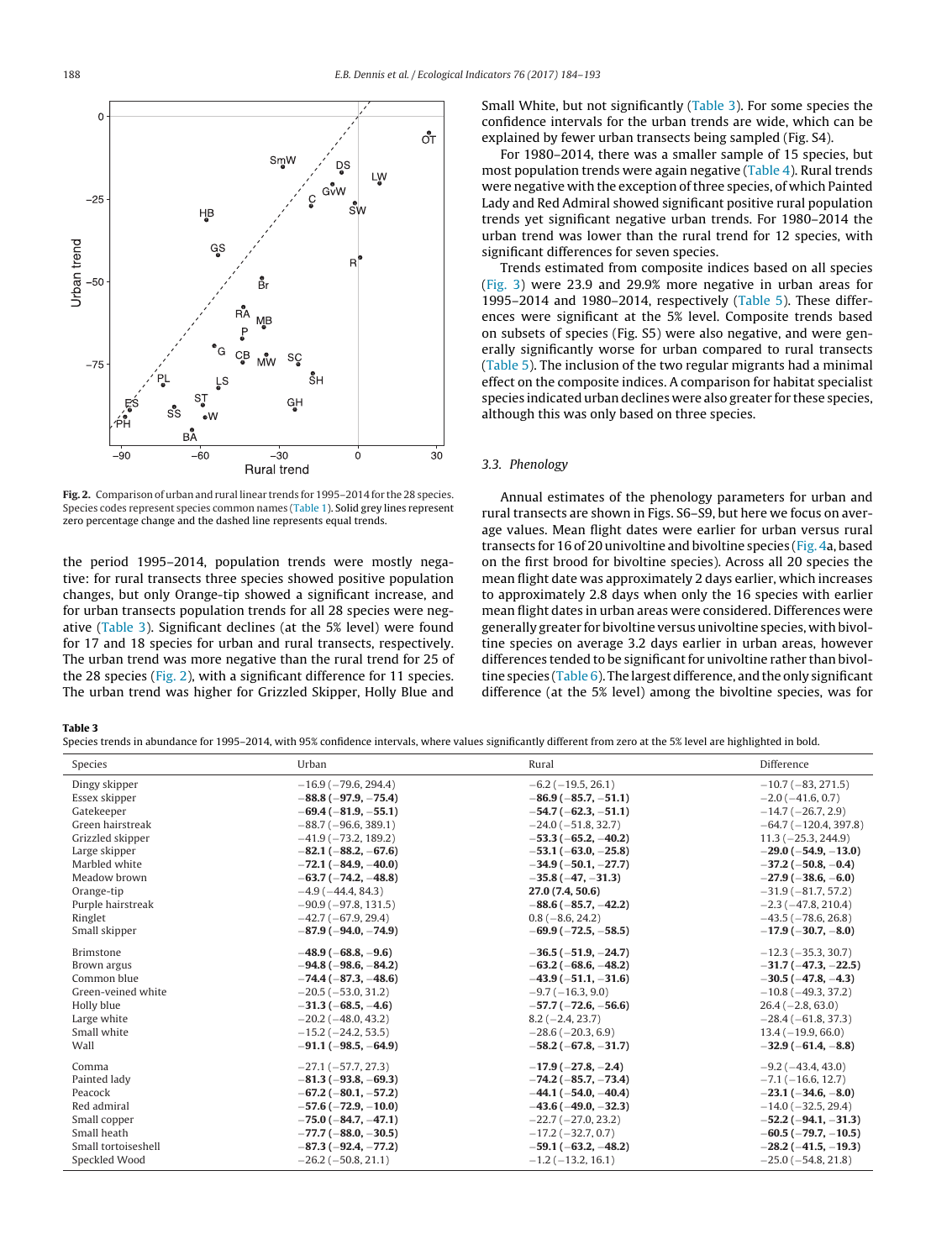Fig. 2. Comparison of urban and rural linear trends for 1995–2014 for the 28 species. Species codes represent species common names (Table 1). Solid grey lines represent zero percentage change and the dashed line represents equal trends.

the period 1995–2014, population trends were mostly negative: for rural transects three species showed positive population changes, but only Orange-tip showed a significant increase, and for urban transects population trends for all 28 species were negative (Table 3). Significant declines (at the 5% level) were found for 17 and 18 species for urban and rural transects, respectively. The urban trend was more negative than the rural trend for 25 of the 28 species (Fig. 2), with a significant difference for 11 species. The urban trend was higher for Grizzled Skipper, Holly Blue and Small White, but not significantly (Table 3). For some species the confidence intervals for the urban trends are wide, which can be explained by fewer urban transects being sampled (Fig. S4).

For 1980–2014, there was a smaller sample of 15 species, but most population trends were again negative (Table 4). Rural trends were negative with the exception of three species, of which Painted Lady and Red Admiral showed significant positive rural population trends yet significant negative urban trends. For 1980–2014 the urban trend was lower than the rural trend for 12 species, with significant differences for seven species.

Trends estimated from composite indices based on all species (Fig. 3) were 23.9 and 29.9% more negative in urban areas for 1995–2014 and 1980–2014, respectively (Table 5). These differences were significant at the 5% level. Composite trends based on subsets of species (Fig. S5) were also negative, and were generally significantly worse for urban compared to rural transects (Table 5). The inclusion of the two regular migrants had a minimal effect on the composite indices. A comparison for habitat specialist species indicated urban declines were also greater for these species, although this was only based on three species.

### 3.3. Phenology

Annual estimates of the phenology parameters for urban and rural transects are shown in Figs. S6–S9, but here we focus on average values. Mean flight dates were earlier for urban versus rural transects for 16 of 20 univoltine and bivoltine species (Fig. 4a, based on the first brood for bivoltine species). Across all 20 species the mean flight date was approximately 2 days earlier, which increases to approximately 2.8 days when only the 16 species with earlier mean flight dates in urban areas were considered. Differences were generally greater for bivoltine versus univoltine species, with bivoltine species on average 3.2 days earlier in urban areas, however differences tended to be significant for univoltine rather than bivoltine species (Table 6). The largest difference, and the only significant difference (at the 5% level) among the bivoltine species, was for

**Table 3**
Species trends in abundance for 1995–2014, with 95% confidence intervals, where values significantly different from zero at the 5% level are highlighted in bold.

| Species | Urban | Rural | Difference |
|---|---|---|---|
| Dingy skipper | −16.9 (−79.6, 294.4) | −6.2 (−19.5, 26.1) | −10.7 (−83, 271.5) |
| Essex skipper | **−88.8 (−97.9, −75.4)** | **−86.9 (−85.7, −51.1)** | −2.0 (−41.6, 0.7) |
| Gatekeeper | **−69.4 (−81.9, −55.1)** | **−54.7 (−62.3, −51.1)** | −14.7 (−26.7, 2.9) |
| Green hairstreak | −88.7 (−96.6, 389.1) | −24.0 (−51.8, 32.7) | −64.7 (−120.4, 397.8) |
| Grizzled skipper | −41.9 (−73.2, 189.2) | **−53.3 (−65.2, −40.2)** | 11.3 (−25.3, 244.9) |
| Large skipper | **−82.1 (−88.2, −67.6)** | **−53.1 (−63.0, −25.8)** | **−29.0 (−54.9, −13.0)** |
| Marbled white | **−72.1 (−84.9, −40.0)** | **−34.9 (−50.1, −27.7)** | **−37.2 (−50.8, −0.4)** |
| Meadow brown | **−63.7 (−74.2, −48.8)** | **−35.8 (−47, −31.3)** | **−27.9 (−38.6, −6.0)** |
| Orange-tip | −4.9 (−44.4, 84.3) | **27.0 (7.4, 50.6)** | −31.9 (−81.7, 57.2) |
| Purple hairstreak | −90.9 (−97.8, 131.5) | **−88.6 (−85.7, −42.2)** | −2.3 (−47.8, 210.4) |
| Ringlet | −42.7 (−67.9, 29.4) | 0.8 (−8.6, 24.2) | −43.5 (−78.6, 26.8) |
| Small skipper | **−87.9 (−94.0, −74.9)** | **−69.9 (−72.5, −58.5)** | **−17.9 (−30.7, −8.0)** |
| Brimstone | **−48.9 (−68.8, −9.6)** | **−36.5 (−51.9, −24.7)** | −12.3 (−35.3, 30.7) |
| Brown argus | **−94.8 (−98.6, −84.2)** | **−63.2 (−68.6, −48.2)** | **−31.7 (−47.3, −22.5)** |
| Common blue | **−74.4 (−87.3, −48.6)** | **−43.9 (−51.1, −31.6)** | **−30.5 (−47.8, −4.3)** |
| Green-veined white | −20.5 (−53.0, 31.2) | −9.7 (−16.3, 9.0) | −10.8 (−49.3, 37.2) |
| Holly blue | **−31.3 (−68.5, −4.6)** | **−57.7 (−72.6, −56.6)** | 26.4 (−2.8, 63.0) |
| Large white | −20.2 (−48.0, 43.2) | 8.2 (−2.4, 23.7) | −28.4 (−61.8, 37.3) |
| Small white | −15.2 (−24.2, 53.5) | −28.6 (−20.3, 6.9) | 13.4 (−19.9, 66.0) |
| Wall | **−91.1 (−98.5, −64.9)** | **−58.2 (−67.8, −31.7)** | **−32.9 (−61.4, −8.8)** |
| Comma | −27.1 (−57.7, 27.3) | **−17.9 (−27.8, −2.4)** | −9.2 (−43.4, 43.0) |
| Painted lady | **−81.3 (−93.8, −69.3)** | **−74.2 (−85.7, −73.4)** | −7.1 (−16.6, 12.7) |
| Peacock | **−67.2 (−80.1, −57.2)** | **−44.1 (−54.0, −40.4)** | **−23.1 (−34.6, −8.0)** |
| Red admiral | **−57.6 (−72.9, −10.0)** | **−43.6 (−49.0, −32.3)** | −14.0 (−32.5, 29.4) |
| Small copper | **−75.0 (−84.7, −47.1)** | −22.7 (−27.0, 23.2) | **−52.2 (−94.1, −31.3)** |
| Small heath | **−77.7 (−88.0, −30.5)** | −17.2 (−32.7, 0.7) | **−60.5 (−79.7, −10.5)** |
| Small tortoiseshell | **−87.3 (−92.4, −77.2)** | **−59.1 (−63.2, −48.2)** | **−28.2 (−41.5, −19.3)** |
| Speckled Wood | −26.2 (−50.8, 21.1) | −1.2 (−13.2, 16.1) | −25.0 (−54.8, 21.8) |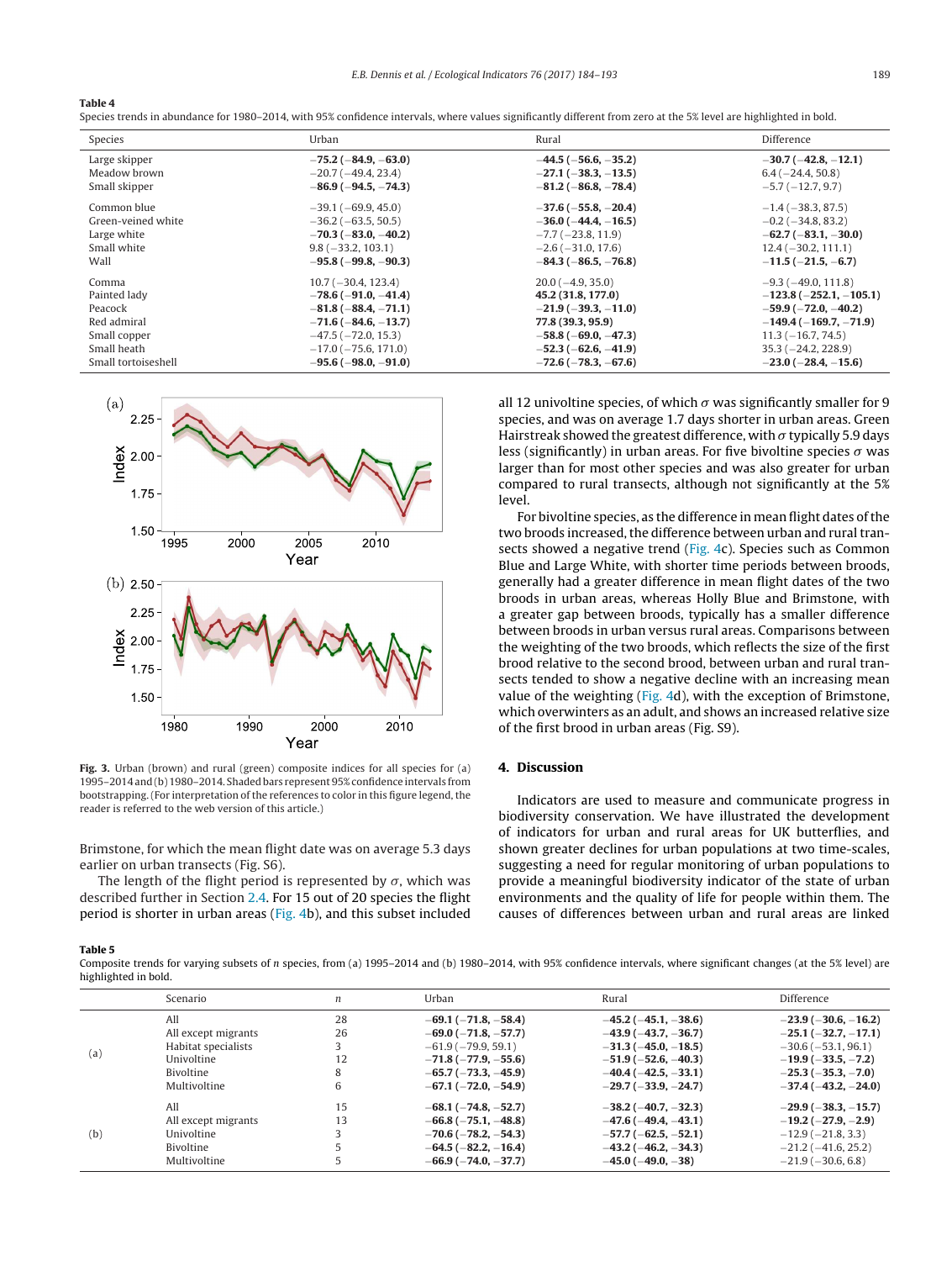**Table 4**
Species trends in abundance for 1980–2014, with 95% confidence intervals, where values significantly different from zero at the 5% level are highlighted in bold.

| Species | Urban | Rural | Difference |
|---|---|---|---|
| Large skipper | **−75.2 (−84.9, −63.0)** | **−44.5 (−56.6, −35.2)** | **−30.7 (−42.8, −12.1)** |
| Meadow brown | −20.7 (−49.4, 23.4) | **−27.1 (−38.3, −13.5)** | 6.4 (−24.4, 50.8) |
| Small skipper | **−86.9 (−94.5, −74.3)** | **−81.2 (−86.8, −78.4)** | −5.7 (−12.7, 9.7) |
| Common blue | −39.1 (−69.9, 45.0) | **−37.6 (−55.8, −20.4)** | −1.4 (−38.3, 87.5) |
| Green-veined white | −36.2 (−63.5, 50.5) | **−36.0 (−44.4, −16.5)** | −0.2 (−34.8, 83.2) |
| Large white | **−70.3 (−83.0, −40.2)** | −7.7 (−23.8, 11.9) | **−62.7 (−83.1, −30.0)** |
| Small white | 9.8 (−33.2, 103.1) | −2.6 (−31.0, 17.6) | 12.4 (−30.2, 111.1) |
| Wall | **−95.8 (−99.8, −90.3)** | **−84.3 (−86.5, −76.8)** | **−11.5 (−21.5, −6.7)** |
| Comma | 10.7 (−30.4, 123.4) | 20.0 (−4.9, 35.0) | −9.3 (−49.0, 111.8) |
| Painted lady | **−78.6 (−91.0, −41.4)** | **45.2 (31.8, 177.0)** | **−123.8 (−252.1, −105.1)** |
| Peacock | **−81.8 (−88.4, −71.1)** | **−21.9 (−39.3, −11.0)** | **−59.9 (−72.0, −40.2)** |
| Red admiral | **−71.6 (−84.6, −13.7)** | **77.8 (39.3, 95.9)** | **−149.4 (−169.7, −71.9)** |
| Small copper | −47.5 (−72.0, 15.3) | **−58.8 (−69.0, −47.3)** | 11.3 (−16.7, 74.5) |
| Small heath | −17.0 (−75.6, 171.0) | **−52.3 (−62.6, −41.9)** | 35.3 (−24.2, 228.9) |
| Small tortoiseshell | **−95.6 (−98.0, −91.0)** | **−72.6 (−78.3, −67.6)** | **−23.0 (−28.4, −15.6)** |

**Fig. 3.** Urban (brown) and rural (green) composite indices for all species for (a) 1995–2014 and (b) 1980–2014. Shaded bars represent 95% confidence intervals from bootstrapping. (For interpretation of the references to color in this figure legend, the reader is referred to the web version of this article.)

Brimstone, for which the mean flight date was on average 5.3 days earlier on urban transects (Fig. S6).

The length of the flight period is represented by $\sigma$, which was described further in Section 2.4. For 15 out of 20 species the flight period is shorter in urban areas (Fig. 4b), and this subset included all 12 univoltine species, of which $\sigma$ was significantly smaller for 9 species, and was on average 1.7 days shorter in urban areas. Green Hairstreak showed the greatest difference, with $\sigma$ typically 5.9 days less (significantly) in urban areas. For five bivoltine species $\sigma$ was larger than for most other species and was also greater for urban compared to rural transects, although not significantly at the 5% level.

For bivoltine species, as the difference in mean flight dates of the two broods increased, the difference between urban and rural transects showed a negative trend (Fig. 4c). Species such as Common Blue and Large White, with shorter time periods between broods, generally had a greater difference in mean flight dates of the two broods in urban areas, whereas Holly Blue and Brimstone, with a greater gap between broods, typically has a smaller difference between broods in urban versus rural areas. Comparisons between the weighting of the two broods, which reflects the size of the first brood relative to the second brood, between urban and rural transects tended to show a negative decline with an increasing mean value of the weighting (Fig. 4d), with the exception of Brimstone, which overwinters as an adult, and shows an increased relative size of the first brood in urban areas (Fig. S9).

## 4. Discussion

Indicators are used to measure and communicate progress in biodiversity conservation. We have illustrated the development of indicators for urban and rural areas for UK butterflies, and shown greater declines for urban populations at two time-scales, suggesting a need for regular monitoring of urban populations to provide a meaningful biodiversity indicator of the state of urban environments and the quality of life for people within them. The causes of differences between urban and rural areas are linked

**Table 5**
Composite trends for varying subsets of $n$ species, from (a) 1995–2014 and (b) 1980–2014, with 95% confidence intervals, where significant changes (at the 5% level) are highlighted in bold.

| | Scenario | $n$ | Urban | Rural | Difference |
|---|---|---|---|---|---|
| (a) | All | 28 | **−69.1 (−71.8, −58.4)** | **−45.2 (−45.1, −38.6)** | **−23.9 (−30.6, −16.2)** |
| | All except migrants | 26 | **−69.0 (−71.8, −57.7)** | **−43.9 (−43.7, −36.7)** | **−25.1 (−32.7, −17.1)** |
| | Habitat specialists | 3 | −61.9 (−79.9, 59.1) | **−31.3 (−45.0, −18.5)** | −30.6 (−53.1, 96.1) |
| | Univoltine | 12 | **−71.8 (−77.9, −55.6)** | **−51.9 (−52.6, −40.3)** | **−19.9 (−33.5, −7.2)** |
| | Bivoltine | 8 | **−65.7 (−73.3, −45.9)** | **−40.4 (−42.5, −33.1)** | **−25.3 (−35.3, −7.0)** |
| | Multivoltine | 6 | **−67.1 (−72.0, −54.9)** | **−29.7 (−33.9, −24.7)** | **−37.4 (−43.2, −24.0)** |
| (b) | All | 15 | **−68.1 (−74.8, −52.7)** | **−38.2 (−40.7, −32.3)** | **−29.9 (−38.3, −15.7)** |
| | All except migrants | 13 | **−66.8 (−75.1, −48.8)** | **−47.6 (−49.4, −43.1)** | **−19.2 (−27.9, −2.9)** |
| | Univoltine | 3 | **−70.6 (−78.2, −54.3)** | **−57.7 (−62.5, −52.1)** | −12.9 (−21.8, 3.3) |
| | Bivoltine | 5 | **−64.5 (−82.2, −16.4)** | **−43.2 (−46.2, −34.3)** | −21.2 (−41.6, 25.2) |
| | Multivoltine | 5 | **−66.9 (−74.0, −37.7)** | **−45.0 (−49.0, −38)** | −21.9 (−30.6, 6.8) |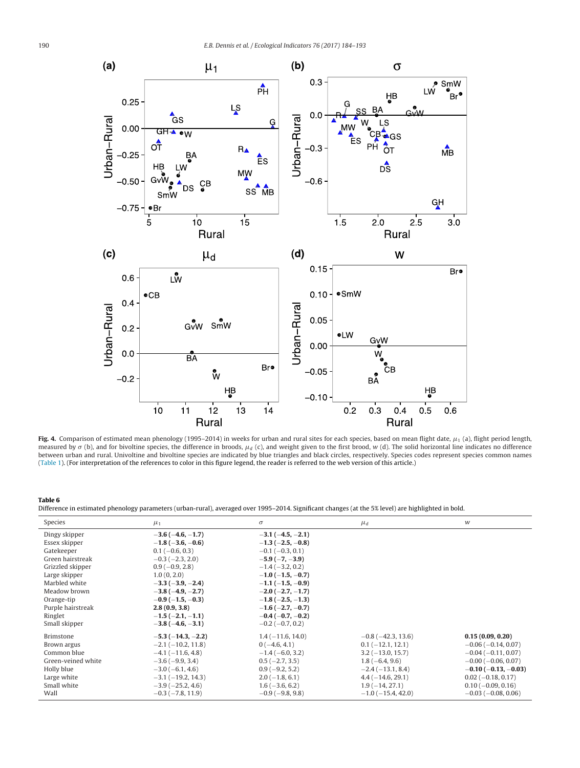**Fig. 4.** Comparison of estimated mean phenology (1995–2014) in weeks for urban and rural sites for each species, based on mean flight date, $\mu_1$ (a), flight period length, measured by $\sigma$ (b), and for bivoltine species, the difference in broods, $\mu_d$ (c), and weight given to the first brood, $w$ (d). The solid horizontal line indicates no difference between urban and rural. Univoltine and bivoltine species are indicated by blue triangles and black circles, respectively. Species codes represent species common names (Table 1). (For interpretation of the references to color in this figure legend, the reader is referred to the web version of this article.)

**Table 6**
Difference in estimated phenology parameters (urban-rural), averaged over 1995–2014. Significant changes (at the 5% level) are highlighted in bold.

| Species | $\mu_1$ | $\sigma$ | $\mu_d$ | $w$ |
|---|---|---|---|---|
| Dingy skipper | **−3.6 (−4.6, −1.7)** | **−3.1 (−4.5, −2.1)** | | |
| Essex skipper | **−1.8 (−3.6, −0.6)** | **−1.3 (−2.5, −0.8)** | | |
| Gatekeeper | 0.1 (−0.6, 0.3) | −0.1 (−0.3, 0.1) | | |
| Green hairstreak | −0.3 (−2.3, 2.0) | **−5.9 (−7, −3.9)** | | |
| Grizzled skipper | 0.9 (−0.9, 2.8) | −1.4 (−3.2, 0.2) | | |
| Large skipper | 1.0 (0, 2.0) | **−1.0 (−1.5, −0.7)** | | |
| Marbled white | **−3.3 (−3.9, −2.4)** | **−1.1 (−1.5, −0.9)** | | |
| Meadow brown | **−3.8 (−4.9, −2.7)** | **−2.0 (−2.7, −1.7)** | | |
| Orange-tip | **−0.9 (−1.5, −0.3)** | **−1.8 (−2.5, −1.3)** | | |
| Purple hairstreak | **2.8 (0.9, 3.8)** | **−1.6 (−2.7, −0.7)** | | |
| Ringlet | **−1.5 (−2.1, −1.1)** | **−0.4 (−0.7, −0.2)** | | |
| Small skipper | **−3.8 (−4.6, −3.1)** | −0.2 (−0.7, 0.2) | | |
| Brimstone | **−5.3 (−14.3, −2.2)** | 1.4 (−11.6, 14.0) | −0.8 (−42.3, 13.6) | **0.15 (0.09, 0.20)** |
| Brown argus | −2.1 (−10.2, 11.8) | 0 (−4.6, 4.1) | 0.1 (−12.1, 12.1) | −0.06 (−0.14, 0.07) |
| Common blue | −4.1 (−11.6, 4.8) | −1.4 (−6.0, 3.2) | 3.2 (−13.0, 15.7) | −0.04 (−0.11, 0.07) |
| Green-veined white | −3.6 (−9.9, 3.4) | 0.5 (−2.7, 3.5) | 1.8 (−6.4, 9.6) | −0.00 (−0.06, 0.07) |
| Holly blue | −3.0 (−6.1, 4.6) | 0.9 (−9.2, 5.2) | −2.4 (−13.1, 8.4) | **−0.10 (−0.13, −0.03)** |
| Large white | −3.1 (−19.2, 14.3) | 2.0 (−1.8, 6.1) | 4.4 (−14.6, 29.1) | 0.02 (−0.18, 0.17) |
| Small white | −3.9 (−25.2, 4.6) | 1.6 (−3.6, 6.2) | 1.9 (−14, 27.1) | 0.10 (−0.09, 0.16) |
| Wall | −0.3 (−7.8, 11.9) | −0.9 (−9.8, 9.8) | −1.0 (−15.4, 42.0) | −0.03 (−0.08, 0.06) |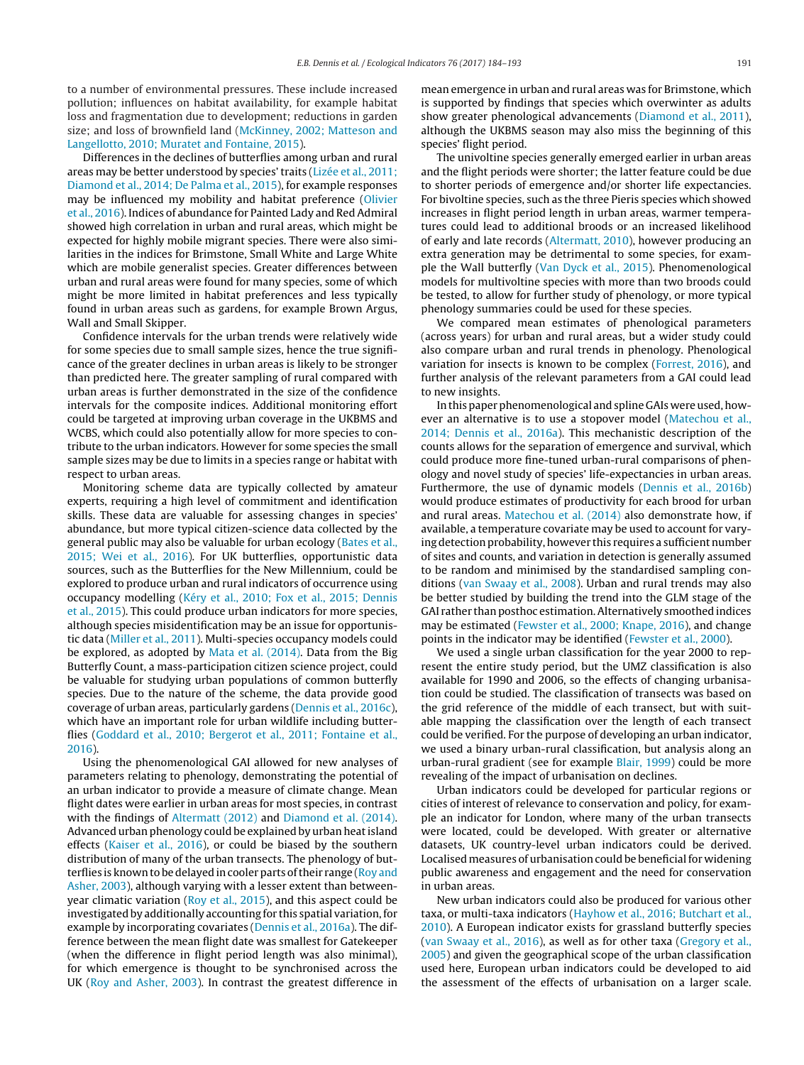to a number of environmental pressures. These include increased pollution; influences on habitat availability, for example habitat loss and fragmentation due to development; reductions in garden size; and loss of brownfield land (McKinney, 2002; Matteson and Langellotto, 2010; Muratet and Fontaine, 2015).

Differences in the declines of butterflies among urban and rural areas may be better understood by species' traits (Lizée et al., 2011; Diamond et al., 2014; De Palma et al., 2015), for example responses may be influenced my mobility and habitat preference (Olivier et al., 2016). Indices of abundance for Painted Lady and Red Admiral showed high correlation in urban and rural areas, which might be expected for highly mobile migrant species. There were also similarities in the indices for Brimstone, Small White and Large White which are mobile generalist species. Greater differences between urban and rural areas were found for many species, some of which might be more limited in habitat preferences and less typically found in urban areas such as gardens, for example Brown Argus, Wall and Small Skipper.

Confidence intervals for the urban trends were relatively wide for some species due to small sample sizes, hence the true significance of the greater declines in urban areas is likely to be stronger than predicted here. The greater sampling of rural compared with urban areas is further demonstrated in the size of the confidence intervals for the composite indices. Additional monitoring effort could be targeted at improving urban coverage in the UKBMS and WCBS, which could also potentially allow for more species to contribute to the urban indicators. However for some species the small sample sizes may be due to limits in a species range or habitat with respect to urban areas.

Monitoring scheme data are typically collected by amateur experts, requiring a high level of commitment and identification skills. These data are valuable for assessing changes in species' abundance, but more typical citizen-science data collected by the general public may also be valuable for urban ecology (Bates et al., 2015; Wei et al., 2016). For UK butterflies, opportunistic data sources, such as the Butterflies for the New Millennium, could be explored to produce urban and rural indicators of occurrence using occupancy modelling (Kéry et al., 2010; Fox et al., 2015; Dennis et al., 2015). This could produce urban indicators for more species, although species misidentification may be an issue for opportunistic data (Miller et al., 2011). Multi-species occupancy models could be explored, as adopted by Mata et al. (2014). Data from the Big Butterfly Count, a mass-participation citizen science project, could be valuable for studying urban populations of common butterfly species. Due to the nature of the scheme, the data provide good coverage of urban areas, particularly gardens (Dennis et al., 2016c), which have an important role for urban wildlife including butterflies (Goddard et al., 2010; Bergerot et al., 2011; Fontaine et al., 2016).

Using the phenomenological GAI allowed for new analyses of parameters relating to phenology, demonstrating the potential of an urban indicator to provide a measure of climate change. Mean flight dates were earlier in urban areas for most species, in contrast with the findings of Altermatt (2012) and Diamond et al. (2014). Advanced urban phenology could be explained by urban heat island effects (Kaiser et al., 2016), or could be biased by the southern distribution of many of the urban transects. The phenology of butterflies is known to be delayed in cooler parts of their range (Roy and Asher, 2003), although varying with a lesser extent than between-year climatic variation (Roy et al., 2015), and this aspect could be investigated by additionally accounting for this spatial variation, for example by incorporating covariates (Dennis et al., 2016a). The difference between the mean flight date was smallest for Gatekeeper (when the difference in flight period length was also minimal), for which emergence is thought to be synchronised across the UK (Roy and Asher, 2003). In contrast the greatest difference in mean emergence in urban and rural areas was for Brimstone, which is supported by findings that species which overwinter as adults show greater phenological advancements (Diamond et al., 2011), although the UKBMS season may also miss the beginning of this species' flight period.

The univoltine species generally emerged earlier in urban areas and the flight periods were shorter; the latter feature could be due to shorter periods of emergence and/or shorter life expectancies. For bivoltine species, such as the three Pieris species which showed increases in flight period length in urban areas, warmer temperatures could lead to additional broods or an increased likelihood of early and late records (Altermatt, 2010), however producing an extra generation may be detrimental to some species, for example the Wall butterfly (Van Dyck et al., 2015). Phenomenological models for multivoltine species with more than two broods could be tested, to allow for further study of phenology, or more typical phenology summaries could be used for these species.

We compared mean estimates of phenological parameters (across years) for urban and rural areas, but a wider study could also compare urban and rural trends in phenology. Phenological variation for insects is known to be complex (Forrest, 2016), and further analysis of the relevant parameters from a GAI could lead to new insights.

In this paper phenomenological and spline GAIs were used, however an alternative is to use a stopover model (Matechou et al., 2014; Dennis et al., 2016a). This mechanistic description of the counts allows for the separation of emergence and survival, which could produce more fine-tuned urban-rural comparisons of phenology and novel study of species' life-expectancies in urban areas. Furthermore, the use of dynamic models (Dennis et al., 2016b) would produce estimates of productivity for each brood for urban and rural areas. Matechou et al. (2014) also demonstrate how, if available, a temperature covariate may be used to account for varying detection probability, however this requires a sufficient number of sites and counts, and variation in detection is generally assumed to be random and minimised by the standardised sampling conditions (van Swaay et al., 2008). Urban and rural trends may also be better studied by building the trend into the GLM stage of the GAI rather than posthoc estimation. Alternatively smoothed indices may be estimated (Fewster et al., 2000; Knape, 2016), and change points in the indicator may be identified (Fewster et al., 2000).

We used a single urban classification for the year 2000 to represent the entire study period, but the UMZ classification is also available for 1990 and 2006, so the effects of changing urbanisation could be studied. The classification of transects was based on the grid reference of the middle of each transect, but with suitable mapping the classification over the length of each transect could be verified. For the purpose of developing an urban indicator, we used a binary urban-rural classification, but analysis along an urban-rural gradient (see for example Blair, 1999) could be more revealing of the impact of urbanisation on declines.

Urban indicators could be developed for particular regions or cities of interest of relevance to conservation and policy, for example an indicator for London, where many of the urban transects were located, could be developed. With greater or alternative datasets, UK country-level urban indicators could be derived. Localised measures of urbanisation could be beneficial for widening public awareness and engagement and the need for conservation in urban areas.

New urban indicators could also be produced for various other taxa, or multi-taxa indicators (Hayhow et al., 2016; Butchart et al., 2010). A European indicator exists for grassland butterfly species (van Swaay et al., 2016), as well as for other taxa (Gregory et al., 2005) and given the geographical scope of the urban classification used here, European urban indicators could be developed to aid the assessment of the effects of urbanisation on a larger scale.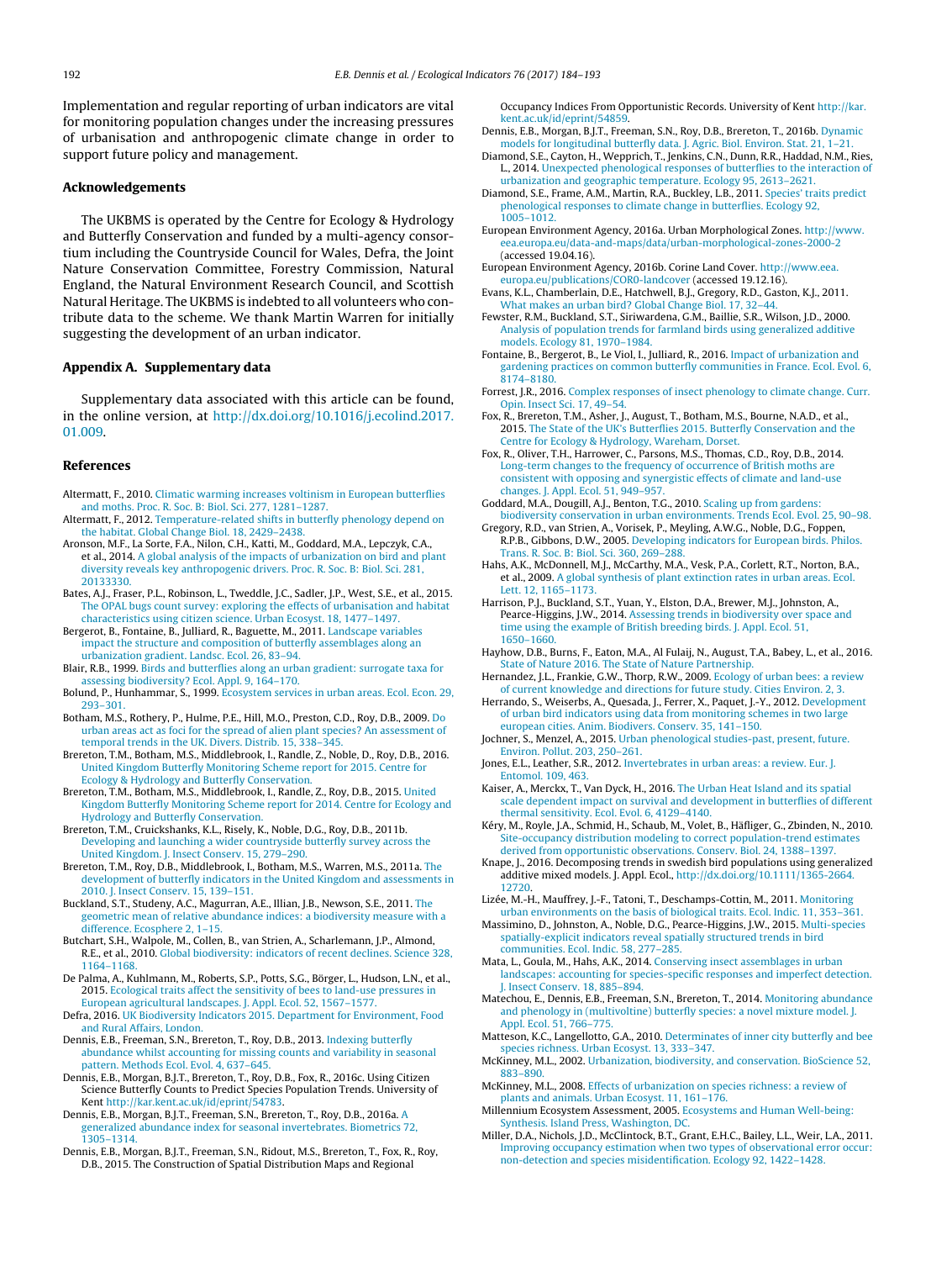Implementation and regular reporting of urban indicators are vital for monitoring population changes under the increasing pressures of urbanisation and anthropogenic climate change in order to support future policy and management.

## Acknowledgements

The UKBMS is operated by the Centre for Ecology & Hydrology and Butterfly Conservation and funded by a multi-agency consortium including the Countryside Council for Wales, Defra, the Joint Nature Conservation Committee, Forestry Commission, Natural England, the Natural Environment Research Council, and Scottish Natural Heritage. The UKBMS is indebted to all volunteers who contribute data to the scheme. We thank Martin Warren for initially suggesting the development of an urban indicator.

## Appendix A. Supplementary data

Supplementary data associated with this article can be found, in the online version, at http://dx.doi.org/10.1016/j.ecolind.2017.01.009.

## References

Altermatt, F., 2010. Climatic warming increases voltinism in European butterflies and moths. Proc. R. Soc. B: Biol. Sci. 277, 1281–1287.

Altermatt, F., 2012. Temperature-related shifts in butterfly phenology depend on the habitat. Global Change Biol. 18, 2429–2438.

Aronson, M.F., La Sorte, F.A., Nilon, C.H., Katti, M., Goddard, M.A., Lepczyk, C.A., et al., 2014. A global analysis of the impacts of urbanization on bird and plant diversity reveals key anthropogenic drivers. Proc. R. Soc. B: Biol. Sci. 281, 20133330.

Bates, A.J., Fraser, P.L., Robinson, L., Tweddle, J.C., Sadler, J.P., West, S.E., et al., 2015. The OPAL bugs count survey: exploring the effects of urbanisation and habitat characteristics using citizen science. Urban Ecosyst. 18, 1477–1497.

Bergerot, B., Fontaine, B., Julliard, R., Baguette, M., 2011. Landscape variables impact the structure and composition of butterfly assemblages along an urbanization gradient. Landsc. Ecol. 26, 83–94.

Blair, R.B., 1999. Birds and butterflies along an urban gradient: surrogate taxa for assessing biodiversity? Ecol. Appl. 9, 164–170.

Bolund, P., Hunhammar, S., 1999. Ecosystem services in urban areas. Ecol. Econ. 29, 293–301.

Botham, M.S., Rothery, P., Hulme, P.E., Hill, M.O., Preston, C.D., Roy, D.B., 2009. Do urban areas act as foci for the spread of alien plant species? An assessment of temporal trends in the UK. Divers. Distrib. 15, 338–345.

Brereton, T.M., Botham, M.S., Middlebrook, I., Randle, Z., Noble, D., Roy, D.B., 2016. United Kingdom Butterfly Monitoring Scheme report for 2015. Centre for Ecology & Hydrology and Butterfly Conservation.

Brereton, T.M., Botham, M.S., Middlebrook, I., Randle, Z., Roy, D.B., 2015. United Kingdom Butterfly Monitoring Scheme report for 2014. Centre for Ecology and Hydrology and Butterfly Conservation.

Brereton, T.M., Cruickshanks, K.L., Risely, K., Noble, D.G., Roy, D.B., 2011b. Developing and launching a wider countryside butterfly survey across the United Kingdom. J. Insect Conserv. 15, 279–290.

Brereton, T.M., Roy, D.B., Middlebrook, I., Botham, M.S., Warren, M.S., 2011a. The development of butterfly indicators in the United Kingdom and assessments in 2010. J. Insect Conserv. 15, 139–151.

Buckland, S.T., Studeny, A.C., Magurran, A.E., Illian, J.B., Newson, S.E., 2011. The geometric mean of relative abundance indices: a biodiversity measure with a difference. Ecosphere 2, 1–15.

Butchart, S.H., Walpole, M., Collen, B., van Strien, A., Scharlemann, J.P., Almond, R.E., et al., 2010. Global biodiversity: indicators of recent declines. Science 328, 1164–1168.

De Palma, A., Kuhlmann, M., Roberts, S.P., Potts, S.G., Börger, L., Hudson, L.N., et al., 2015. Ecological traits affect the sensitivity of bees to land-use pressures in European agricultural landscapes. J. Appl. Ecol. 52, 1567–1577.

Defra, 2016. UK Biodiversity Indicators 2015. Department for Environment, Food and Rural Affairs, London.

Dennis, E.B., Freeman, S.N., Brereton, T., Roy, D.B., 2013. Indexing butterfly abundance whilst accounting for missing counts and variability in seasonal pattern. Methods Ecol. Evol. 4, 637–645.

Dennis, E.B., Morgan, B.J.T., Brereton, T., Roy, D.B., Fox, R., 2016c. Using Citizen Science Butterfly Counts to Predict Species Population Trends. University of Kent http://kar.kent.ac.uk/id/eprint/54783.

Dennis, E.B., Morgan, B.J.T., Freeman, S.N., Brereton, T., Roy, D.B., 2016a. A generalized abundance index for seasonal invertebrates. Biometrics 72, 1305–1314.

Dennis, E.B., Morgan, B.J.T., Freeman, S.N., Ridout, M.S., Brereton, T., Fox, R., Roy, D.B., 2015. The Construction of Spatial Distribution Maps and Regional Occupancy Indices From Opportunistic Records. University of Kent http://kar.kent.ac.uk/id/eprint/54859.

Dennis, E.B., Morgan, B.J.T., Freeman, S.N., Roy, D.B., Brereton, T., 2016b. Dynamic models for longitudinal butterfly data. J. Agric. Biol. Environ. Stat. 21, 1–21.

Diamond, S.E., Cayton, H., Wepprich, T., Jenkins, C.N., Dunn, R.R., Haddad, N.M., Ries, L., 2014. Unexpected phenological responses of butterflies to the interaction of urbanization and geographic temperature. Ecology 95, 2613–2621.

Diamond, S.E., Frame, A.M., Martin, R.A., Buckley, L.B., 2011. Species' traits predict phenological responses to climate change in butterflies. Ecology 92, 1005–1012.

European Environment Agency, 2016a. Urban Morphological Zones. http://www.eea.europa.eu/data-and-maps/data/urban-morphological-zones-2000-2 (accessed 19.04.16).

European Environment Agency, 2016b. Corine Land Cover. http://www.eea.europa.eu/publications/COR0-landcover (accessed 19.12.16).

Evans, K.L., Chamberlain, D.E., Hatchwell, B.J., Gregory, R.D., Gaston, K.J., 2011. What makes an urban bird? Global Change Biol. 17, 32–44.

Fewster, R.M., Buckland, S.T., Siriwardena, G.M., Baillie, S.R., Wilson, J.D., 2000. Analysis of population trends for farmland birds using generalized additive models. Ecology 81, 1970–1984.

Fontaine, B., Bergerot, B., Le Viol, I., Julliard, R., 2016. Impact of urbanization and gardening practices on common butterfly communities in France. Ecol. Evol. 6, 8174–8180.

Forrest, J.R., 2016. Complex responses of insect phenology to climate change. Curr. Opin. Insect Sci. 17, 49–54.

Fox, R., Brereton, T.M., Asher, J., August, T., Botham, M.S., Bourne, N.A.D., et al., 2015. The State of the UK's Butterflies 2015. Butterfly Conservation and the Centre for Ecology & Hydrology, Wareham, Dorset.

Fox, R., Oliver, T.H., Harrower, C., Parsons, M.S., Thomas, C.D., Roy, D.B., 2014. Long-term changes to the frequency of occurrence of British moths are consistent with opposing and synergistic effects of climate and land-use changes. J. Appl. Ecol. 51, 949–957.

Goddard, M.A., Dougill, A.J., Benton, T.G., 2010. Scaling up from gardens: biodiversity conservation in urban environments. Trends Ecol. Evol. 25, 90–98.

Gregory, R.D., van Strien, A., Vorisek, P., Meyling, A.W.G., Noble, D.G., Foppen, R.P.B., Gibbons, D.W., 2005. Developing indicators for European birds. Philos. Trans. R. Soc. B: Biol. Sci. 360, 269–288.

Hahs, A.K., McDonnell, M.J., McCarthy, M.A., Vesk, P.A., Corlett, R.T., Norton, B.A., et al., 2009. A global synthesis of plant extinction rates in urban areas. Ecol. Lett. 12, 1165–1173.

Harrison, P.J., Buckland, S.T., Yuan, Y., Elston, D.A., Brewer, M.J., Johnston, A., Pearce-Higgins, J.W., 2014. Assessing trends in biodiversity over space and time using the example of British breeding birds. J. Appl. Ecol. 51, 1650–1660.

Hayhow, D.B., Burns, F., Eaton, M.A., Al Fulaij, N., August, T.A., Babey, L., et al., 2016. State of Nature 2016. The State of Nature Partnership.

Hernandez, J.L., Frankie, G.W., Thorp, R.W., 2009. Ecology of urban bees: a review of current knowledge and directions for future study. Cities Environ. 2, 3.

Herrando, S., Weiserbs, A., Quesada, J., Ferrer, X., Paquet, J.-Y., 2012. Development of urban bird indicators using data from monitoring schemes in two large european cities. Anim. Biodivers. Conserv. 35, 141–150.

Jochner, S., Menzel, A., 2015. Urban phenological studies-past, present, future. Environ. Pollut. 203, 250–261.

Jones, E.L., Leather, S.R., 2012. Invertebrates in urban areas: a review. Eur. J. Entomol. 109, 463.

Kaiser, A., Merckx, T., Van Dyck, H., 2016. The Urban Heat Island and its spatial scale dependent impact on survival and development in butterflies of different thermal sensitivity. Ecol. Evol. 6, 4129–4140.

Kéry, M., Royle, J.A., Schmid, H., Schaub, M., Volet, B., Häfliger, G., Zbinden, N., 2010. Site-occupancy distribution modeling to correct population-trend estimates derived from opportunistic observations. Conserv. Biol. 24, 1388–1397.

Knape, J., 2016. Decomposing trends in swedish bird populations using generalized additive mixed models. J. Appl. Ecol., http://dx.doi.org/10.1111/1365-2664.12720.

Lizée, M.-H., Mauffrey, J.-F., Tatoni, T., Deschamps-Cottin, M., 2011. Monitoring urban environments on the basis of biological traits. Ecol. Indic. 11, 353–361.

Massimino, D., Johnston, A., Noble, D.G., Pearce-Higgins, J.W., 2015. Multi-species spatially-explicit indicators reveal spatially structured trends in bird communities. Ecol. Indic. 58, 277–285.

Mata, L., Goula, M., Hahs, A.K., 2014. Conserving insect assemblages in urban landscapes: accounting for species-specific responses and imperfect detection. J. Insect Conserv. 18, 885–894.

Matechou, E., Dennis, E.B., Freeman, S.N., Brereton, T., 2014. Monitoring abundance and phenology in (multivoltine) butterfly species: a novel mixture model. J. Appl. Ecol. 51, 766–775.

Matteson, K.C., Langellotto, G.A., 2010. Determinates of inner city butterfly and bee species richness. Urban Ecosyst. 13, 333–347.

McKinney, M.L., 2002. Urbanization, biodiversity, and conservation. BioScience 52, 883–890.

McKinney, M.L., 2008. Effects of urbanization on species richness: a review of plants and animals. Urban Ecosyst. 11, 161–176.

Millennium Ecosystem Assessment, 2005. Ecosystems and Human Well-being: Synthesis. Island Press, Washington, DC.

Miller, D.A., Nichols, J.D., McClintock, B.T., Grant, E.H.C., Bailey, L.L., Weir, L.A., 2011. Improving occupancy estimation when two types of observational error occur: non-detection and species misidentification. Ecology 92, 1422–1428.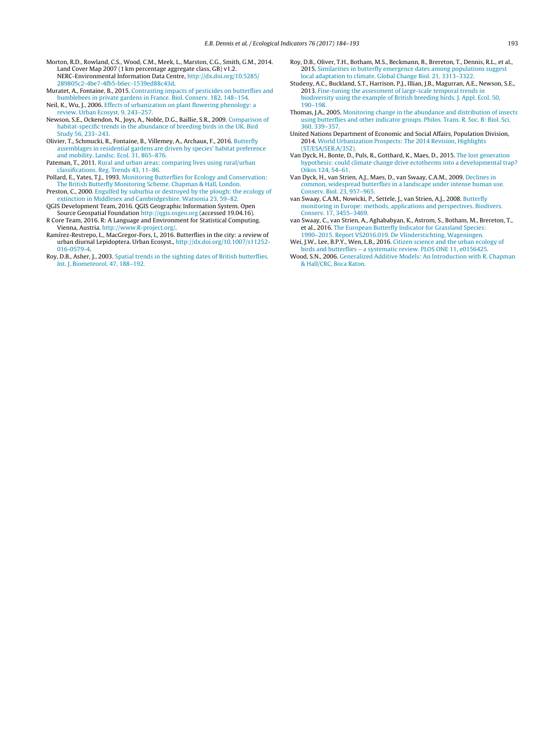Morton, R.D., Rowland, C.S., Wood, C.M., Meek, L., Marston, C.G., Smith, G.M., 2014. Land Cover Map 2007 (1 km percentage aggregate class, GB) v1.2. NERC-Environmental Information Data Centre, http://dx.doi.org/10.5285/289805c2-4be7-4fb5-b6ec-1539ed88c43d.

Muratet, A., Fontaine, B., 2015. Contrasting impacts of pesticides on butterflies and bumblebees in private gardens in France. Biol. Conserv. 182, 148–154.

Neil, K., Wu, J., 2006. Effects of urbanization on plant flowering phenology: a review. Urban Ecosyst. 9, 243–257.

Newson, S.E., Ockendon, N., Joys, A., Noble, D.G., Baillie, S.R., 2009. Comparison of habitat-specific trends in the abundance of breeding birds in the UK. Bird Study 56, 233–243.

Olivier, T., Schmucki, R., Fontaine, B., Villemey, A., Archaux, F., 2016. Butterfly assemblages in residential gardens are driven by species' habitat preference and mobility. Landsc. Ecol. 31, 865–876.

Pateman, T., 2011. Rural and urban areas: comparing lives using rural/urban classifications. Reg. Trends 43, 11–86.

Pollard, E., Yates, T.J., 1993. Monitoring Butterflies for Ecology and Conservation: The British Butterfly Monitoring Scheme. Chapman & Hall, London.

Preston, C., 2000. Engulfed by suburbia or destroyed by the plough: the ecology of extinction in Middlesex and Cambridgeshire. Watsonia 23, 59–82.

QGIS Development Team, 2016. QGIS Geographic Information System. Open Source Geospatial Foundation http://qgis.osgeo.org (accessed 19.04.16).

R Core Team, 2016. R: A Language and Environment for Statistical Computing. Vienna, Austria. http://www.R-project.org/.

Ramírez-Restrepo, L., MacGregor-Fors, I., 2016. Butterflies in the city: a review of urban diurnal Lepidoptera. Urban Ecosyst., http://dx.doi.org/10.1007/s11252-016-0579-4.

Roy, D.B., Asher, J., 2003. Spatial trends in the sighting dates of British butterflies. Int. J. Biometeorol. 47, 188–192.

Roy, D.B., Oliver, T.H., Botham, M.S., Beckmann, B., Brereton, T., Dennis, R.L., et al., 2015. Similarities in butterfly emergence dates among populations suggest local adaptation to climate. Global Change Biol. 21, 3313–3322.

Studeny, A.C., Buckland, S.T., Harrison, P.J., Illian, J.B., Magurran, A.E., Newson, S.E., 2013. Fine-tuning the assessment of large-scale temporal trends in biodiversity using the example of British breeding birds. J. Appl. Ecol. 50, 190–198.

Thomas, J.A., 2005. Monitoring change in the abundance and distribution of insects using butterflies and other indicator groups. Philos. Trans. R. Soc. B: Biol. Sci. 360, 339–357.

United Nations Department of Economic and Social Affairs, Population Division, 2014. World Urbanization Prospects: The 2014 Revision, Highlights (ST/ESA/SER.A/352).

Van Dyck, H., Bonte, D., Puls, R., Gotthard, K., Maes, D., 2015. The lost generation hypothesis: could climate change drive ectotherms into a developmental trap? Oikos 124, 54–61.

Van Dyck, H., van Strien, A.J., Maes, D., van Swaay, C.A.M., 2009. Declines in common, widespread butterflies in a landscape under intense human use. Conserv. Biol. 23, 957–965.

van Swaay, C.A.M., Nowicki, P., Settele, J., van Strien, A.J., 2008. Butterfly monitoring in Europe: methods, applications and perspectives. Biodivers. Conserv. 17, 3455–3469.

van Swaay, C., van Strien, A., Aghababyan, K., Astrom, S., Botham, M., Brereton, T., et al., 2016. The European Butterfly Indicator for Grassland Species: 1990–2015. Report VS2016.019. De Vlinderstichting, Wageningen.

Wei, J.W., Lee, B.P.Y., Wen, L.B., 2016. Citizen science and the urban ecology of birds and butterflies – a systematic review. PLOS ONE 11, e0156425.

Wood, S.N., 2006. Generalized Additive Models: An Introduction with R. Chapman & Hall/CRC, Boca Raton.